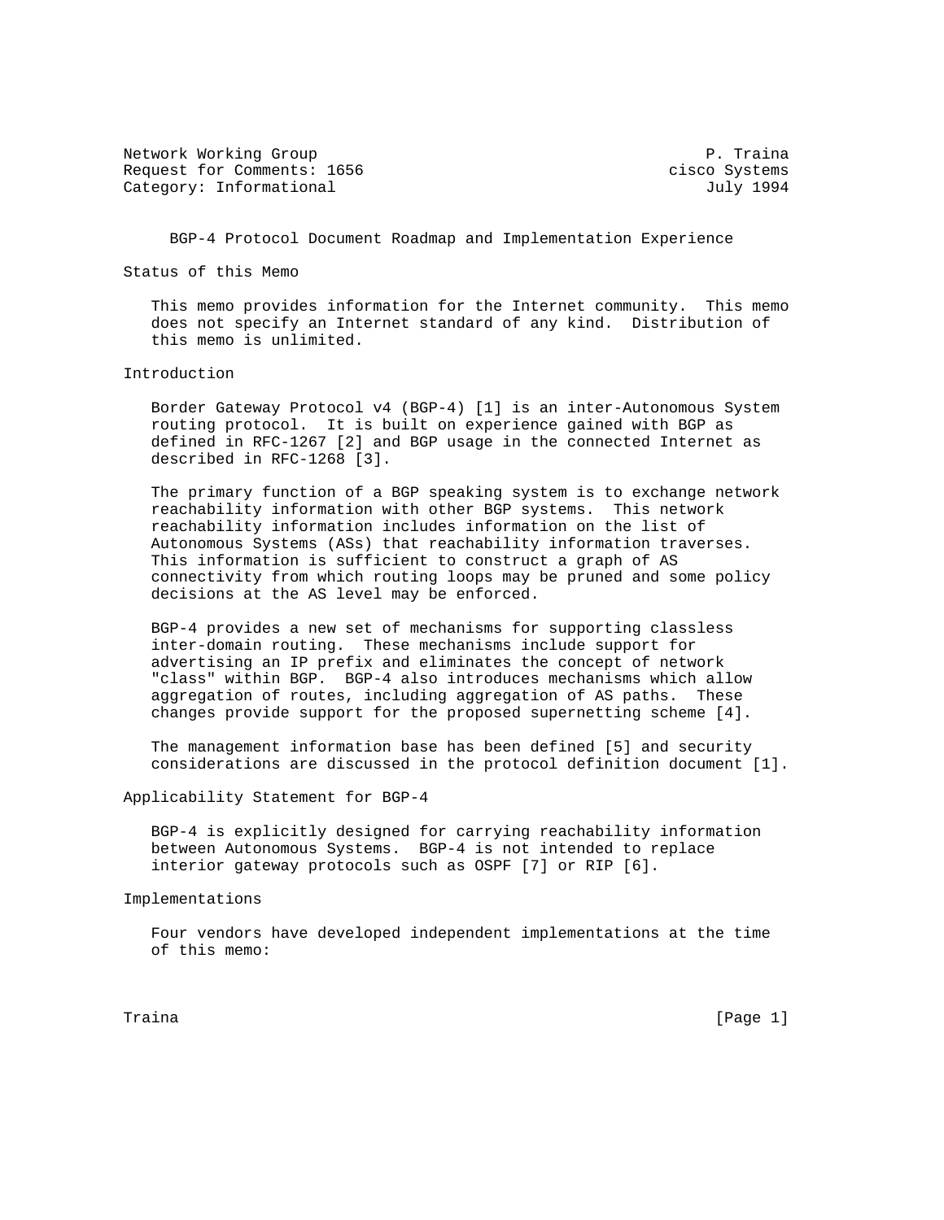Network Working Group P. Traina
Request for Comments: 1656 cisco Systems
Category: Informational July 1994

# BGP-4 Protocol Document Roadmap and Implementation Experience

## Status of this Memo

This memo provides information for the Internet community. This memo does not specify an Internet standard of any kind. Distribution of this memo is unlimited.

## Introduction

Border Gateway Protocol v4 (BGP-4) [1] is an inter-Autonomous System routing protocol. It is built on experience gained with BGP as defined in RFC-1267 [2] and BGP usage in the connected Internet as described in RFC-1268 [3].

The primary function of a BGP speaking system is to exchange network reachability information with other BGP systems. This network reachability information includes information on the list of Autonomous Systems (ASs) that reachability information traverses. This information is sufficient to construct a graph of AS connectivity from which routing loops may be pruned and some policy decisions at the AS level may be enforced.

BGP-4 provides a new set of mechanisms for supporting classless inter-domain routing. These mechanisms include support for advertising an IP prefix and eliminates the concept of network "class" within BGP. BGP-4 also introduces mechanisms which allow aggregation of routes, including aggregation of AS paths. These changes provide support for the proposed supernetting scheme [4].

The management information base has been defined [5] and security considerations are discussed in the protocol definition document [1].

## Applicability Statement for BGP-4

BGP-4 is explicitly designed for carrying reachability information between Autonomous Systems. BGP-4 is not intended to replace interior gateway protocols such as OSPF [7] or RIP [6].

## Implementations

Four vendors have developed independent implementations at the time of this memo: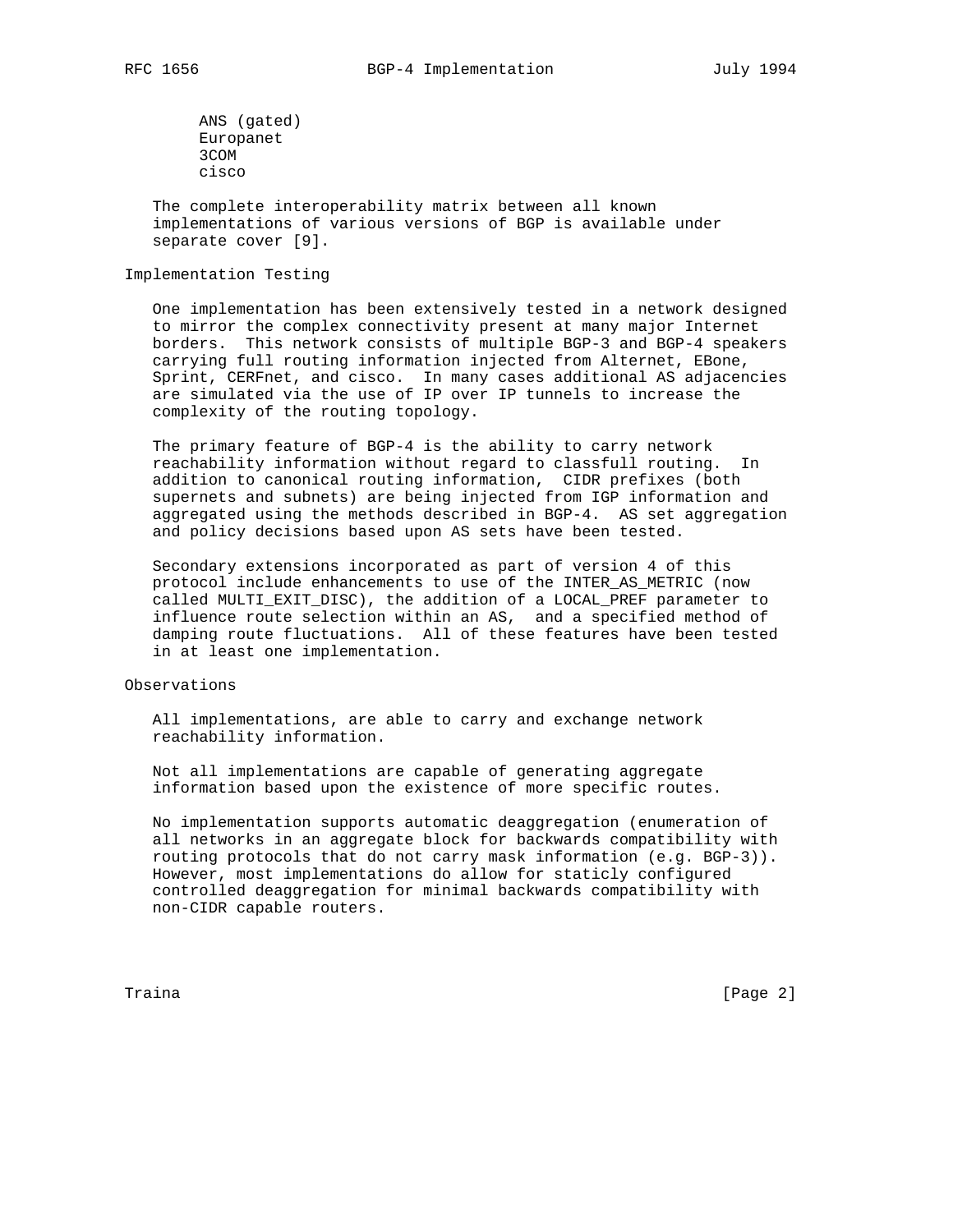ANS (gated)
Europanet
3COM
cisco

The complete interoperability matrix between all known implementations of various versions of BGP is available under separate cover [9].

## Implementation Testing

One implementation has been extensively tested in a network designed to mirror the complex connectivity present at many major Internet borders. This network consists of multiple BGP-3 and BGP-4 speakers carrying full routing information injected from Alternet, EBone, Sprint, CERFnet, and cisco. In many cases additional AS adjacencies are simulated via the use of IP over IP tunnels to increase the complexity of the routing topology.

The primary feature of BGP-4 is the ability to carry network reachability information without regard to classfull routing. In addition to canonical routing information, CIDR prefixes (both supernets and subnets) are being injected from IGP information and aggregated using the methods described in BGP-4. AS set aggregation and policy decisions based upon AS sets have been tested.

Secondary extensions incorporated as part of version 4 of this protocol include enhancements to use of the INTER_AS_METRIC (now called MULTI_EXIT_DISC), the addition of a LOCAL_PREF parameter to influence route selection within an AS, and a specified method of damping route fluctuations. All of these features have been tested in at least one implementation.

## Observations

All implementations, are able to carry and exchange network reachability information.

Not all implementations are capable of generating aggregate information based upon the existence of more specific routes.

No implementation supports automatic deaggregation (enumeration of all networks in an aggregate block for backwards compatibility with routing protocols that do not carry mask information (e.g. BGP-3)). However, most implementations do allow for staticly configured controlled deaggregation for minimal backwards compatibility with non-CIDR capable routers.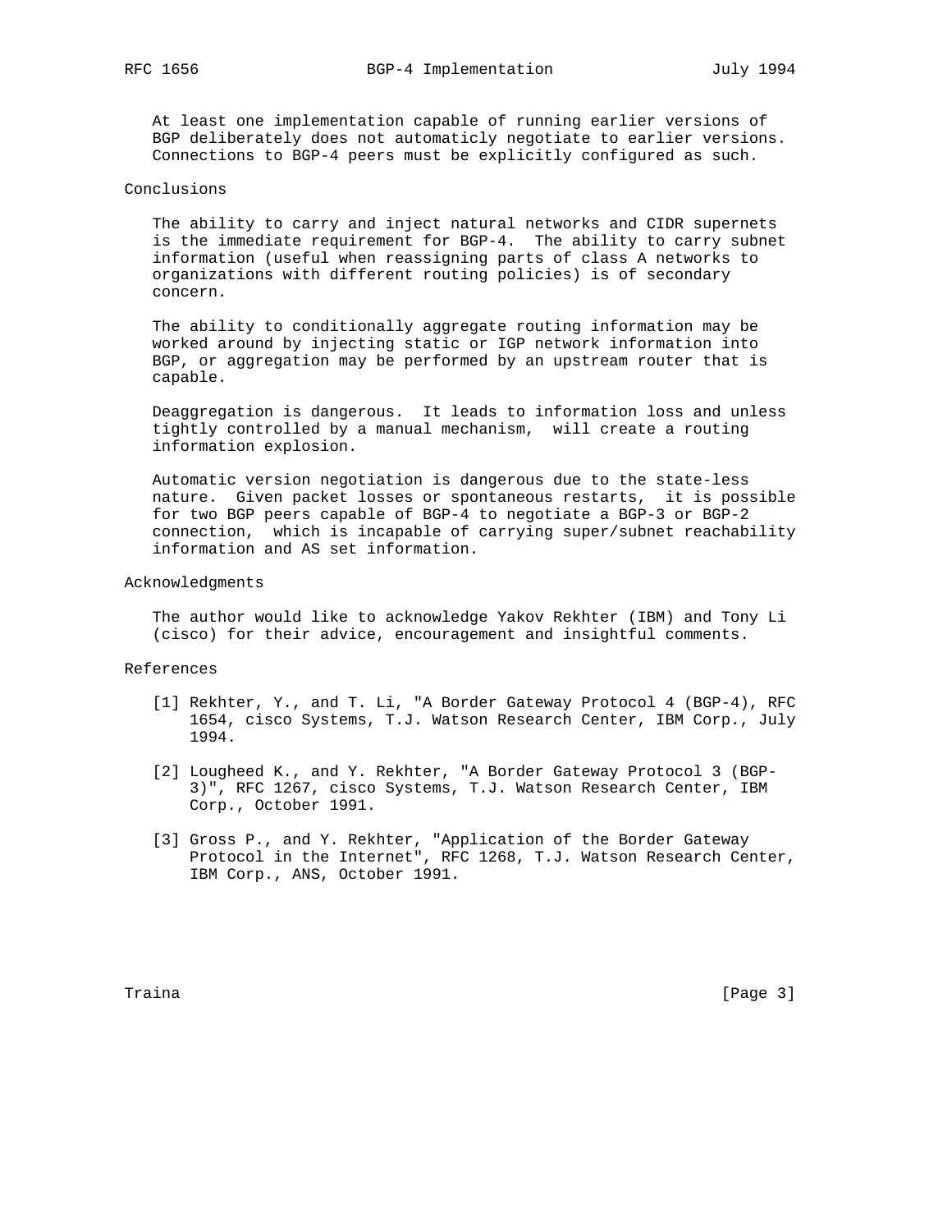At least one implementation capable of running earlier versions of BGP deliberately does not automaticly negotiate to earlier versions. Connections to BGP-4 peers must be explicitly configured as such.

## Conclusions

The ability to carry and inject natural networks and CIDR supernets is the immediate requirement for BGP-4. The ability to carry subnet information (useful when reassigning parts of class A networks to organizations with different routing policies) is of secondary concern.

The ability to conditionally aggregate routing information may be worked around by injecting static or IGP network information into BGP, or aggregation may be performed by an upstream router that is capable.

Deaggregation is dangerous. It leads to information loss and unless tightly controlled by a manual mechanism, will create a routing information explosion.

Automatic version negotiation is dangerous due to the state-less nature. Given packet losses or spontaneous restarts, it is possible for two BGP peers capable of BGP-4 to negotiate a BGP-3 or BGP-2 connection, which is incapable of carrying super/subnet reachability information and AS set information.

## Acknowledgments

The author would like to acknowledge Yakov Rekhter (IBM) and Tony Li (cisco) for their advice, encouragement and insightful comments.

## References

[1] Rekhter, Y., and T. Li, "A Border Gateway Protocol 4 (BGP-4), RFC 1654, cisco Systems, T.J. Watson Research Center, IBM Corp., July 1994.

[2] Lougheed K., and Y. Rekhter, "A Border Gateway Protocol 3 (BGP-3)", RFC 1267, cisco Systems, T.J. Watson Research Center, IBM Corp., October 1991.

[3] Gross P., and Y. Rekhter, "Application of the Border Gateway Protocol in the Internet", RFC 1268, T.J. Watson Research Center, IBM Corp., ANS, October 1991.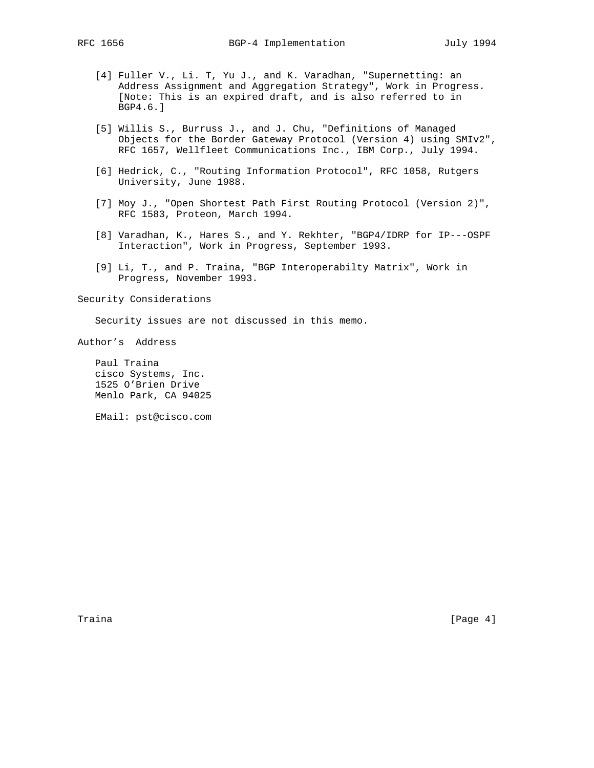[4] Fuller V., Li. T, Yu J., and K. Varadhan, "Supernetting: an Address Assignment and Aggregation Strategy", Work in Progress. [Note: This is an expired draft, and is also referred to in BGP4.6.]

[5] Willis S., Burruss J., and J. Chu, "Definitions of Managed Objects for the Border Gateway Protocol (Version 4) using SMIv2", RFC 1657, Wellfleet Communications Inc., IBM Corp., July 1994.

[6] Hedrick, C., "Routing Information Protocol", RFC 1058, Rutgers University, June 1988.

[7] Moy J., "Open Shortest Path First Routing Protocol (Version 2)", RFC 1583, Proteon, March 1994.

[8] Varadhan, K., Hares S., and Y. Rekhter, "BGP4/IDRP for IP---OSPF Interaction", Work in Progress, September 1993.

[9] Li, T., and P. Traina, "BGP Interoperabilty Matrix", Work in Progress, November 1993.

## Security Considerations

Security issues are not discussed in this memo.

## Author's Address

Paul Traina
cisco Systems, Inc.
1525 O'Brien Drive
Menlo Park, CA 94025

EMail: pst@cisco.com